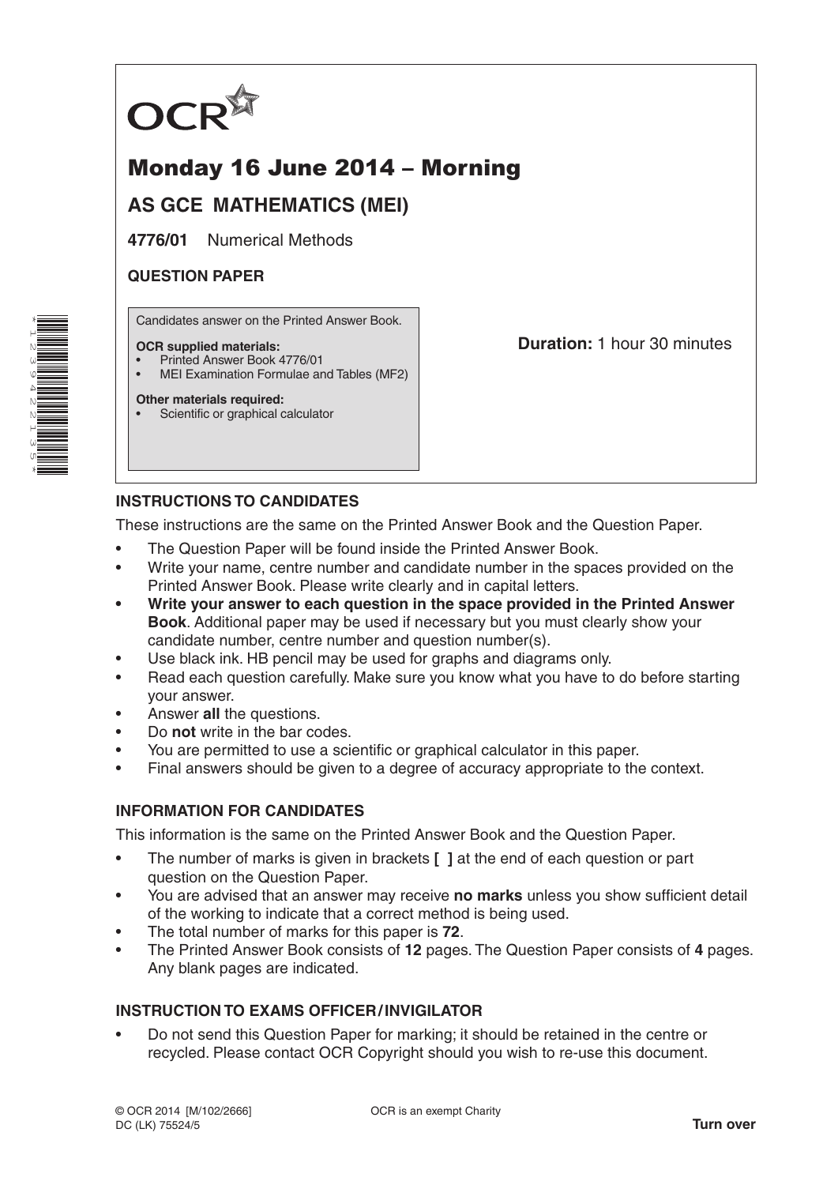OCR

# Monday 16 June 2014 – Morning

## AS GCE MATHEMATICS (MEI)

**4776/01** Numerical Methods

**QUESTION PAPER**

Candidates answer on the Printed Answer Book.

**OCR supplied materials:**
- Printed Answer Book 4776/01
- MEI Examination Formulae and Tables (MF2)

**Other materials required:**
- Scientific or graphical calculator

**Duration:** 1 hour 30 minutes

### INSTRUCTIONS TO CANDIDATES

These instructions are the same on the Printed Answer Book and the Question Paper.

- The Question Paper will be found inside the Printed Answer Book.
- Write your name, centre number and candidate number in the spaces provided on the Printed Answer Book. Please write clearly and in capital letters.
- **Write your answer to each question in the space provided in the Printed Answer Book**. Additional paper may be used if necessary but you must clearly show your candidate number, centre number and question number(s).
- Use black ink. HB pencil may be used for graphs and diagrams only.
- Read each question carefully. Make sure you know what you have to do before starting your answer.
- Answer **all** the questions.
- Do **not** write in the bar codes.
- You are permitted to use a scientific or graphical calculator in this paper.
- Final answers should be given to a degree of accuracy appropriate to the context.

### INFORMATION FOR CANDIDATES

This information is the same on the Printed Answer Book and the Question Paper.

- The number of marks is given in brackets **[ ]** at the end of each question or part question on the Question Paper.
- You are advised that an answer may receive **no marks** unless you show sufficient detail of the working to indicate that a correct method is being used.
- The total number of marks for this paper is **72**.
- The Printed Answer Book consists of **12** pages. The Question Paper consists of **4** pages. Any blank pages are indicated.

### INSTRUCTION TO EXAMS OFFICER / INVIGILATOR

- Do not send this Question Paper for marking; it should be retained in the centre or recycled. Please contact OCR Copyright should you wish to re-use this document.

© OCR 2014 [M/102/2666]
DC (LK) 75524/5

OCR is an exempt Charity

**Turn over**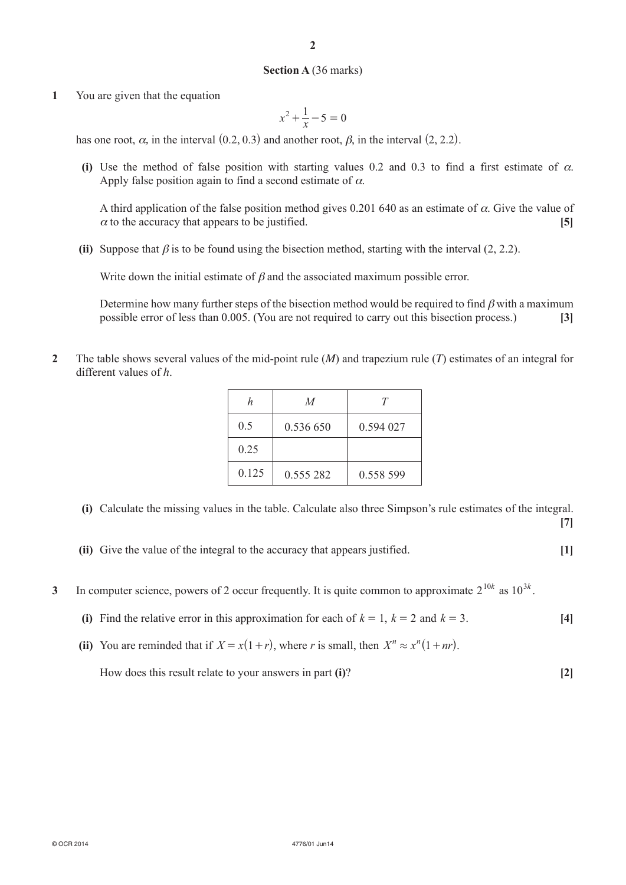## Section A (36 marks)

**1** You are given that the equation

$$x^2 + \frac{1}{x} - 5 = 0$$

has one root, $\alpha$, in the interval $(0.2, 0.3)$ and another root, $\beta$, in the interval $(2, 2.2)$.

**(i)** Use the method of false position with starting values 0.2 and 0.3 to find a first estimate of $\alpha$. Apply false position again to find a second estimate of $\alpha$.

A third application of the false position method gives 0.201 640 as an estimate of $\alpha$. Give the value of $\alpha$ to the accuracy that appears to be justified. **[5]**

**(ii)** Suppose that $\beta$ is to be found using the bisection method, starting with the interval (2, 2.2).

Write down the initial estimate of $\beta$ and the associated maximum possible error.

Determine how many further steps of the bisection method would be required to find $\beta$ with a maximum possible error of less than 0.005. (You are not required to carry out this bisection process.) **[3]**

**2** The table shows several values of the mid-point rule ($M$) and trapezium rule ($T$) estimates of an integral for different values of $h$.

| $h$ | $M$ | $T$ |
|---|---|---|
| 0.5 | 0.536 650 | 0.594 027 |
| 0.25 | | |
| 0.125 | 0.555 282 | 0.558 599 |

**(i)** Calculate the missing values in the table. Calculate also three Simpson's rule estimates of the integral. **[7]**

**(ii)** Give the value of the integral to the accuracy that appears justified. **[1]**

**3** In computer science, powers of 2 occur frequently. It is quite common to approximate $2^{10k}$ as $10^{3k}$.

**(i)** Find the relative error in this approximation for each of $k = 1$, $k = 2$ and $k = 3$. **[4]**

**(ii)** You are reminded that if $X = x(1+r)$, where $r$ is small, then $X^n \approx x^n(1+nr)$.

How does this result relate to your answers in part **(i)**? **[2]**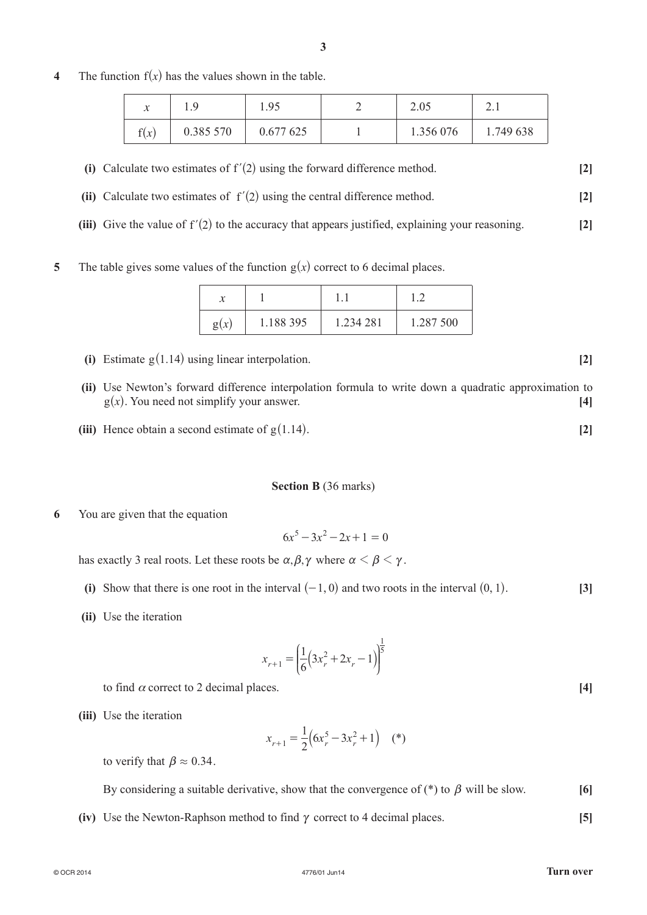**4** The function $f(x)$ has the values shown in the table.

| $x$ | 1.9 | 1.95 | 2 | 2.05 | 2.1 |
|---|---|---|---|---|---|
| $f(x)$ | 0.385 570 | 0.677 625 | 1 | 1.356 076 | 1.749 638 |

**(i)** Calculate two estimates of $f'(2)$ using the forward difference method. **[2]**

**(ii)** Calculate two estimates of $f'(2)$ using the central difference method. **[2]**

**(iii)** Give the value of $f'(2)$ to the accuracy that appears justified, explaining your reasoning. **[2]**

**5** The table gives some values of the function $g(x)$ correct to 6 decimal places.

| $x$ | 1 | 1.1 | 1.2 |
|---|---|---|---|
| $g(x)$ | 1.188 395 | 1.234 281 | 1.287 500 |

**(i)** Estimate $g(1.14)$ using linear interpolation. **[2]**

**(ii)** Use Newton's forward difference interpolation formula to write down a quadratic approximation to $g(x)$. You need not simplify your answer. **[4]**

**(iii)** Hence obtain a second estimate of $g(1.14)$. **[2]**

## Section B (36 marks)

**6** You are given that the equation

$$6x^5 - 3x^2 - 2x + 1 = 0$$

has exactly 3 real roots. Let these roots be $\alpha, \beta, \gamma$ where $\alpha < \beta < \gamma$.

**(i)** Show that there is one root in the interval $(-1, 0)$ and two roots in the interval $(0, 1)$. **[3]**

**(ii)** Use the iteration

$$x_{r+1} = \left(\frac{1}{6}\left(3x_r^2 + 2x_r - 1\right)\right)^{\frac{1}{5}}$$

to find $\alpha$ correct to 2 decimal places. **[4]**

**(iii)** Use the iteration

$$x_{r+1} = \frac{1}{2}\left(6x_r^5 - 3x_r^2 + 1\right) \quad (*)$$

to verify that $\beta \approx 0.34$.

By considering a suitable derivative, show that the convergence of (*) to $\beta$ will be slow. **[6]**

**(iv)** Use the Newton-Raphson method to find $\gamma$ correct to 4 decimal places. **[5]**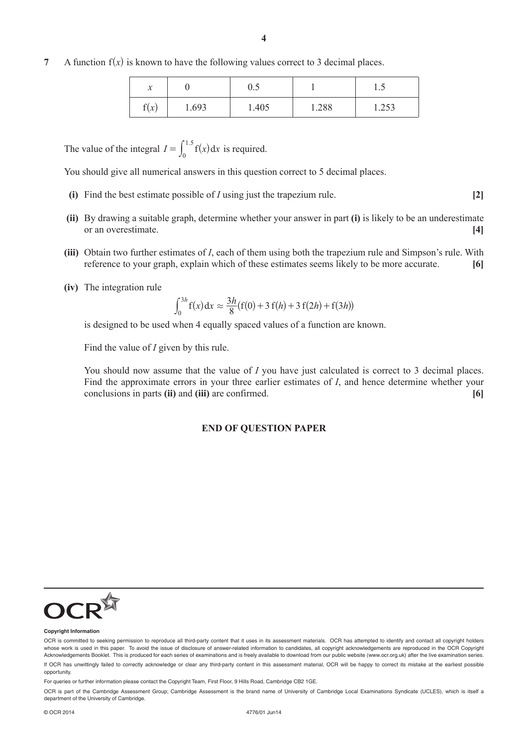**7** A function $f(x)$ is known to have the following values correct to 3 decimal places.

| $x$ | 0 | 0.5 | 1 | 1.5 |
|---|---|---|---|---|
| $f(x)$ | 1.693 | 1.405 | 1.288 | 1.253 |

The value of the integral $I = \int_0^{1.5} f(x)\,dx$ is required.

You should give all numerical answers in this question correct to 5 decimal places.

**(i)** Find the best estimate possible of $I$ using just the trapezium rule. **[2]**

**(ii)** By drawing a suitable graph, determine whether your answer in part **(i)** is likely to be an underestimate or an overestimate. **[4]**

**(iii)** Obtain two further estimates of $I$, each of them using both the trapezium rule and Simpson's rule. With reference to your graph, explain which of these estimates seems likely to be more accurate. **[6]**

**(iv)** The integration rule

$$\int_0^{3h} f(x)\,dx \approx \frac{3h}{8}\left(f(0) + 3\,f(h) + 3\,f(2h) + f(3h)\right)$$

is designed to be used when 4 equally spaced values of a function are known.

Find the value of $I$ given by this rule.

You should now assume that the value of $I$ you have just calculated is correct to 3 decimal places. Find the approximate errors in your three earlier estimates of $I$, and hence determine whether your conclusions in parts **(ii)** and **(iii)** are confirmed. **[6]**

**END OF QUESTION PAPER**

**Copyright Information**

OCR is committed to seeking permission to reproduce all third-party content that it uses in its assessment materials. OCR has attempted to identify and contact all copyright holders whose work is used in this paper. To avoid the issue of disclosure of answer-related information to candidates, all copyright acknowledgements are reproduced in the OCR Copyright Acknowledgements Booklet. This is produced for each series of examinations and is freely available to download from our public website (www.ocr.org.uk) after the live examination series.

If OCR has unwittingly failed to correctly acknowledge or clear any third-party content in this assessment material, OCR will be happy to correct its mistake at the earliest possible opportunity.

For queries or further information please contact the Copyright Team, First Floor, 9 Hills Road, Cambridge CB2 1GE.

OCR is part of the Cambridge Assessment Group; Cambridge Assessment is the brand name of University of Cambridge Local Examinations Syndicate (UCLES), which is itself a department of the University of Cambridge.

© OCR 2014 4776/01 Jun14